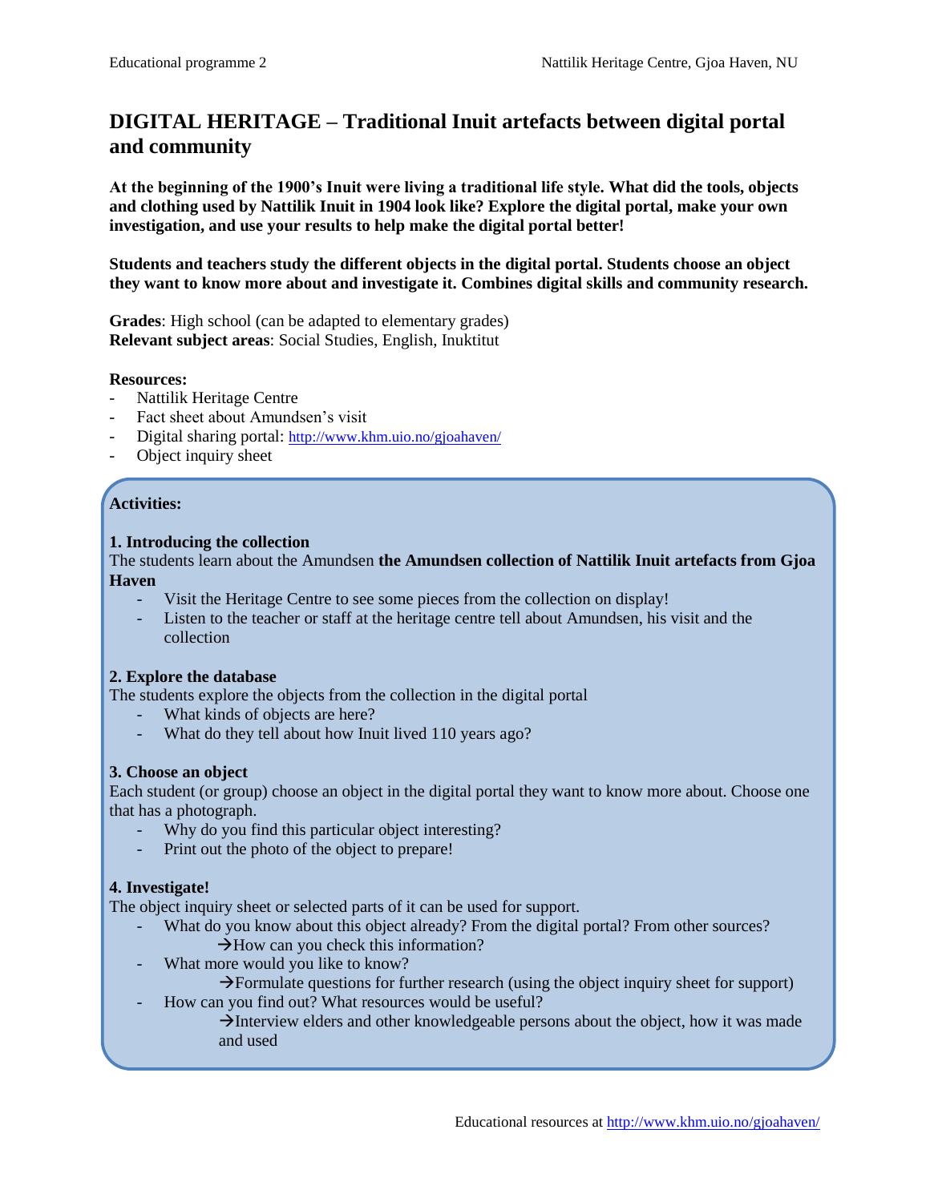# DIGITAL HERITAGE – Traditional Inuit artefacts between digital portal and community

**At the beginning of the 1900's Inuit were living a traditional life style. What did the tools, objects and clothing used by Nattilik Inuit in 1904 look like? Explore the digital portal, make your own investigation, and use your results to help make the digital portal better!**

**Students and teachers study the different objects in the digital portal. Students choose an object they want to know more about and investigate it. Combines digital skills and community research.**

**Grades**: High school (can be adapted to elementary grades)
**Relevant subject areas**: Social Studies, English, Inuktitut

**Resources:**

- Nattilik Heritage Centre
- Fact sheet about Amundsen's visit
- Digital sharing portal: http://www.khm.uio.no/gjoahaven/
- Object inquiry sheet

**Activities:**

**1. Introducing the collection**
The students learn about the Amundsen **the Amundsen collection of Nattilik Inuit artefacts from Gjoa Haven**

- Visit the Heritage Centre to see some pieces from the collection on display!
- Listen to the teacher or staff at the heritage centre tell about Amundsen, his visit and the collection

**2. Explore the database**
The students explore the objects from the collection in the digital portal

- What kinds of objects are here?
- What do they tell about how Inuit lived 110 years ago?

**3. Choose an object**
Each student (or group) choose an object in the digital portal they want to know more about. Choose one that has a photograph.

- Why do you find this particular object interesting?
- Print out the photo of the object to prepare!

**4. Investigate!**
The object inquiry sheet or selected parts of it can be used for support.

- What do you know about this object already? From the digital portal? From other sources?
  → How can you check this information?
- What more would you like to know?
  → Formulate questions for further research (using the object inquiry sheet for support)
- How can you find out? What resources would be useful?
  → Interview elders and other knowledgeable persons about the object, how it was made and used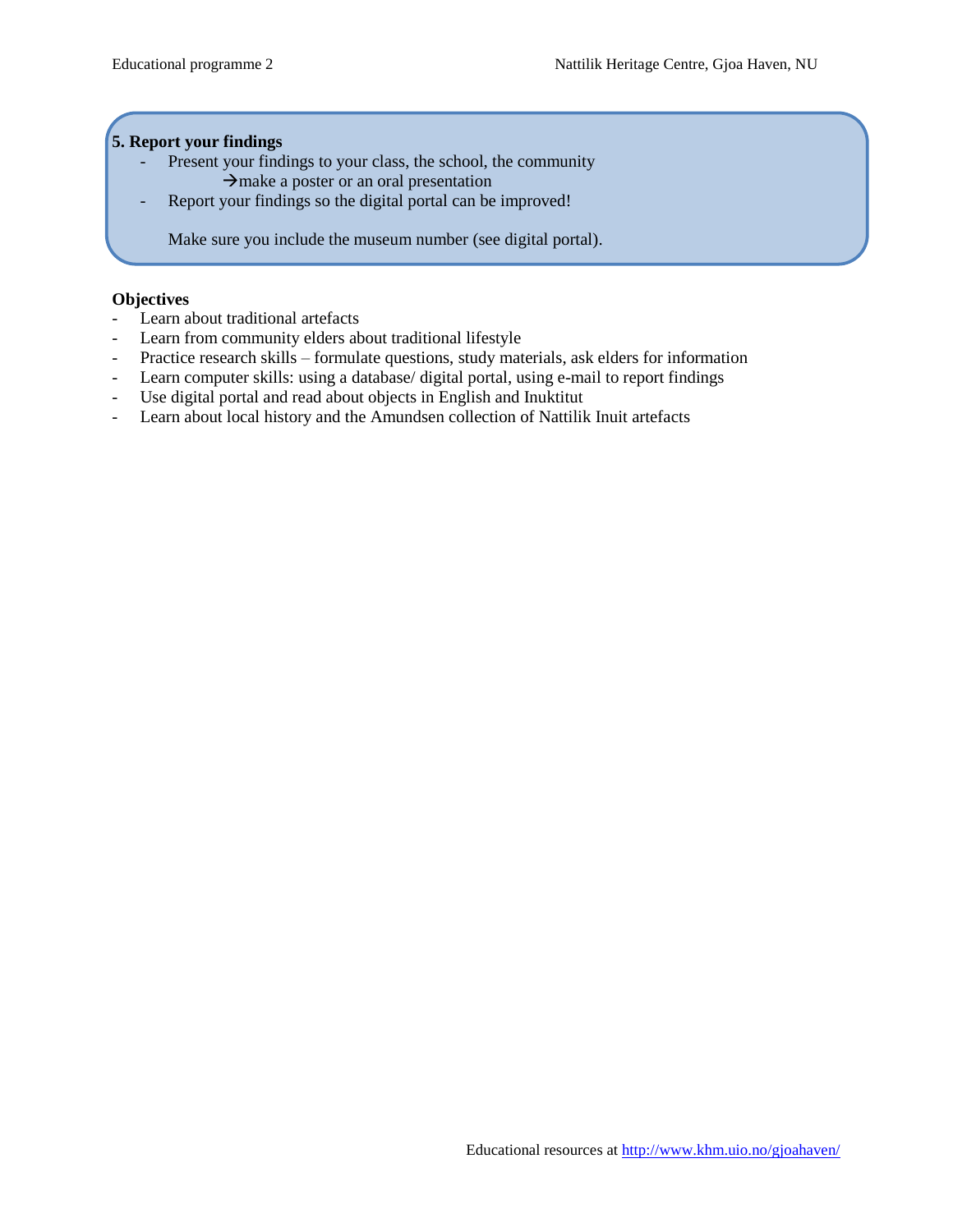**5. Report your findings**

- Present your findings to your class, the school, the community
  →make a poster or an oral presentation
- Report your findings so the digital portal can be improved!

  Make sure you include the museum number (see digital portal).

**Objectives**

- Learn about traditional artefacts
- Learn from community elders about traditional lifestyle
- Practice research skills – formulate questions, study materials, ask elders for information
- Learn computer skills: using a database/ digital portal, using e-mail to report findings
- Use digital portal and read about objects in English and Inuktitut
- Learn about local history and the Amundsen collection of Nattilik Inuit artefacts